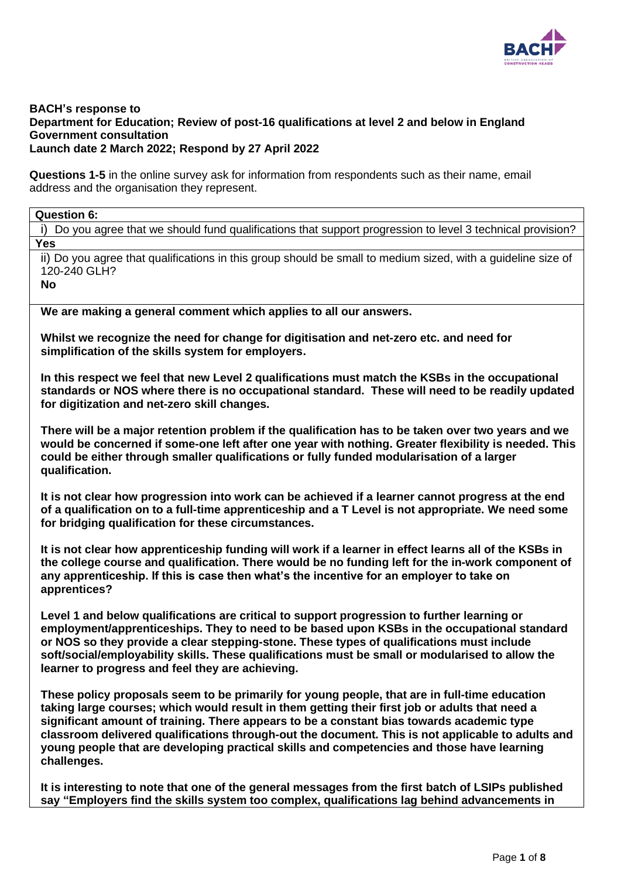**BACH's response to**
**Department for Education; Review of post-16 qualifications at level 2 and below in England**
**Government consultation**
**Launch date 2 March 2022; Respond by 27 April 2022**

**Questions 1-5** in the online survey ask for information from respondents such as their name, email address and the organisation they represent.

**Question 6:**

i) Do you agree that we should fund qualifications that support progression to level 3 technical provision?

**Yes**

ii) Do you agree that qualifications in this group should be small to medium sized, with a guideline size of 120-240 GLH?

**No**

**We are making a general comment which applies to all our answers.**

**Whilst we recognize the need for change for digitisation and net-zero etc. and need for simplification of the skills system for employers.**

**In this respect we feel that new Level 2 qualifications must match the KSBs in the occupational standards or NOS where there is no occupational standard. These will need to be readily updated for digitization and net-zero skill changes.**

**There will be a major retention problem if the qualification has to be taken over two years and we would be concerned if some-one left after one year with nothing. Greater flexibility is needed. This could be either through smaller qualifications or fully funded modularisation of a larger qualification.**

**It is not clear how progression into work can be achieved if a learner cannot progress at the end of a qualification on to a full-time apprenticeship and a T Level is not appropriate. We need some for bridging qualification for these circumstances.**

**It is not clear how apprenticeship funding will work if a learner in effect learns all of the KSBs in the college course and qualification. There would be no funding left for the in-work component of any apprenticeship. If this is case then what's the incentive for an employer to take on apprentices?**

**Level 1 and below qualifications are critical to support progression to further learning or employment/apprenticeships. They to need to be based upon KSBs in the occupational standard or NOS so they provide a clear stepping-stone. These types of qualifications must include soft/social/employability skills. These qualifications must be small or modularised to allow the learner to progress and feel they are achieving.**

**These policy proposals seem to be primarily for young people, that are in full-time education taking large courses; which would result in them getting their first job or adults that need a significant amount of training. There appears to be a constant bias towards academic type classroom delivered qualifications through-out the document. This is not applicable to adults and young people that are developing practical skills and competencies and those have learning challenges.**

**It is interesting to note that one of the general messages from the first batch of LSIPs published say "Employers find the skills system too complex, qualifications lag behind advancements in**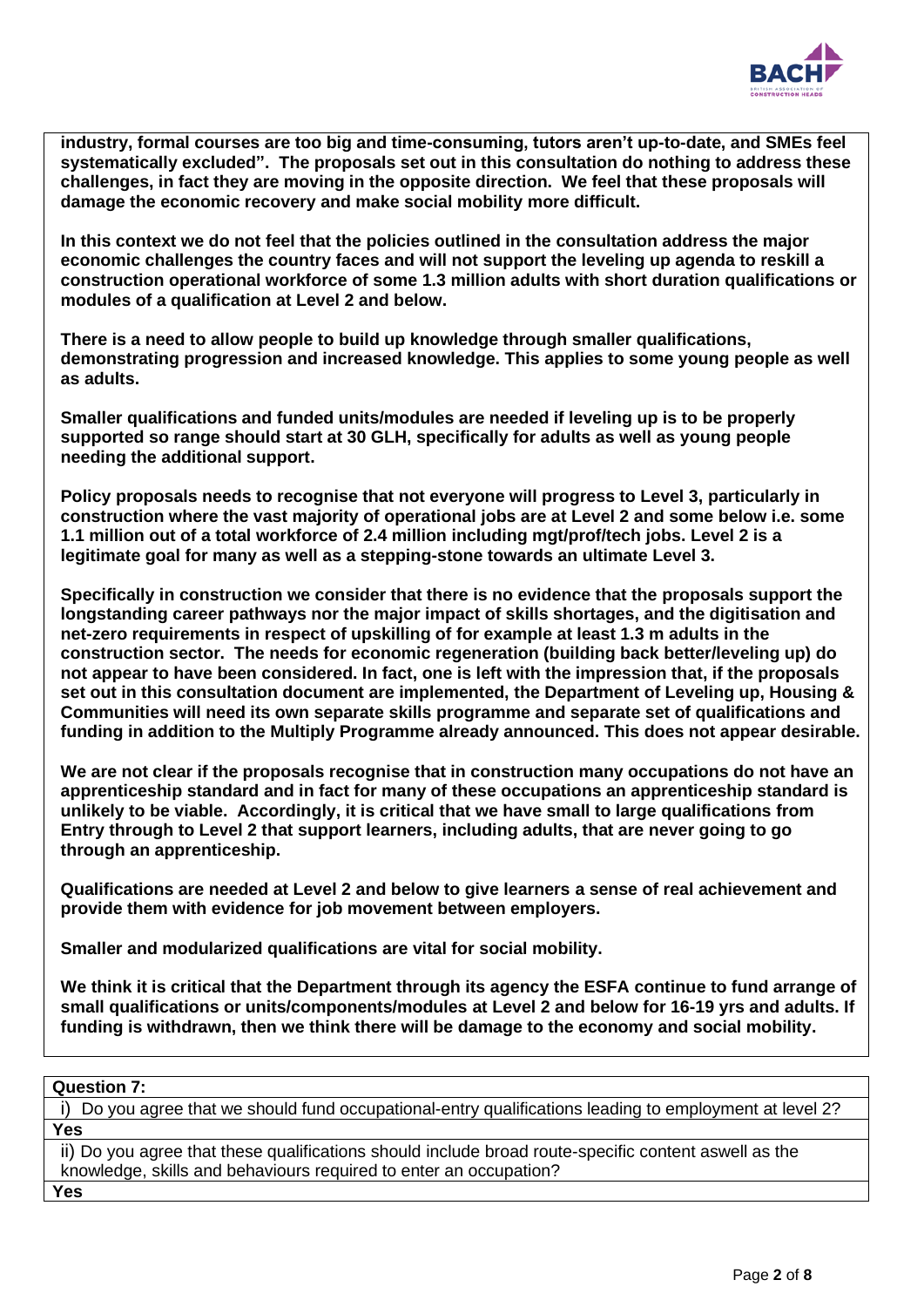**industry, formal courses are too big and time-consuming, tutors aren't up-to-date, and SMEs feel systematically excluded". The proposals set out in this consultation do nothing to address these challenges, in fact they are moving in the opposite direction. We feel that these proposals will damage the economic recovery and make social mobility more difficult.**

**In this context we do not feel that the policies outlined in the consultation address the major economic challenges the country faces and will not support the leveling up agenda to reskill a construction operational workforce of some 1.3 million adults with short duration qualifications or modules of a qualification at Level 2 and below.**

**There is a need to allow people to build up knowledge through smaller qualifications, demonstrating progression and increased knowledge. This applies to some young people as well as adults.**

**Smaller qualifications and funded units/modules are needed if leveling up is to be properly supported so range should start at 30 GLH, specifically for adults as well as young people needing the additional support.**

**Policy proposals needs to recognise that not everyone will progress to Level 3, particularly in construction where the vast majority of operational jobs are at Level 2 and some below i.e. some 1.1 million out of a total workforce of 2.4 million including mgt/prof/tech jobs. Level 2 is a legitimate goal for many as well as a stepping-stone towards an ultimate Level 3.**

**Specifically in construction we consider that there is no evidence that the proposals support the longstanding career pathways nor the major impact of skills shortages, and the digitisation and net-zero requirements in respect of upskilling of for example at least 1.3 m adults in the construction sector. The needs for economic regeneration (building back better/leveling up) do not appear to have been considered. In fact, one is left with the impression that, if the proposals set out in this consultation document are implemented, the Department of Leveling up, Housing & Communities will need its own separate skills programme and separate set of qualifications and funding in addition to the Multiply Programme already announced. This does not appear desirable.**

**We are not clear if the proposals recognise that in construction many occupations do not have an apprenticeship standard and in fact for many of these occupations an apprenticeship standard is unlikely to be viable. Accordingly, it is critical that we have small to large qualifications from Entry through to Level 2 that support learners, including adults, that are never going to go through an apprenticeship.**

**Qualifications are needed at Level 2 and below to give learners a sense of real achievement and provide them with evidence for job movement between employers.**

**Smaller and modularized qualifications are vital for social mobility.**

**We think it is critical that the Department through its agency the ESFA continue to fund arrange of small qualifications or units/components/modules at Level 2 and below for 16-19 yrs and adults. If funding is withdrawn, then we think there will be damage to the economy and social mobility.**

| **Question 7:** |
| --- |
| i) Do you agree that we should fund occupational-entry qualifications leading to employment at level 2? |
| **Yes** |
| ii) Do you agree that these qualifications should include broad route-specific content aswell as the knowledge, skills and behaviours required to enter an occupation? |
| **Yes** |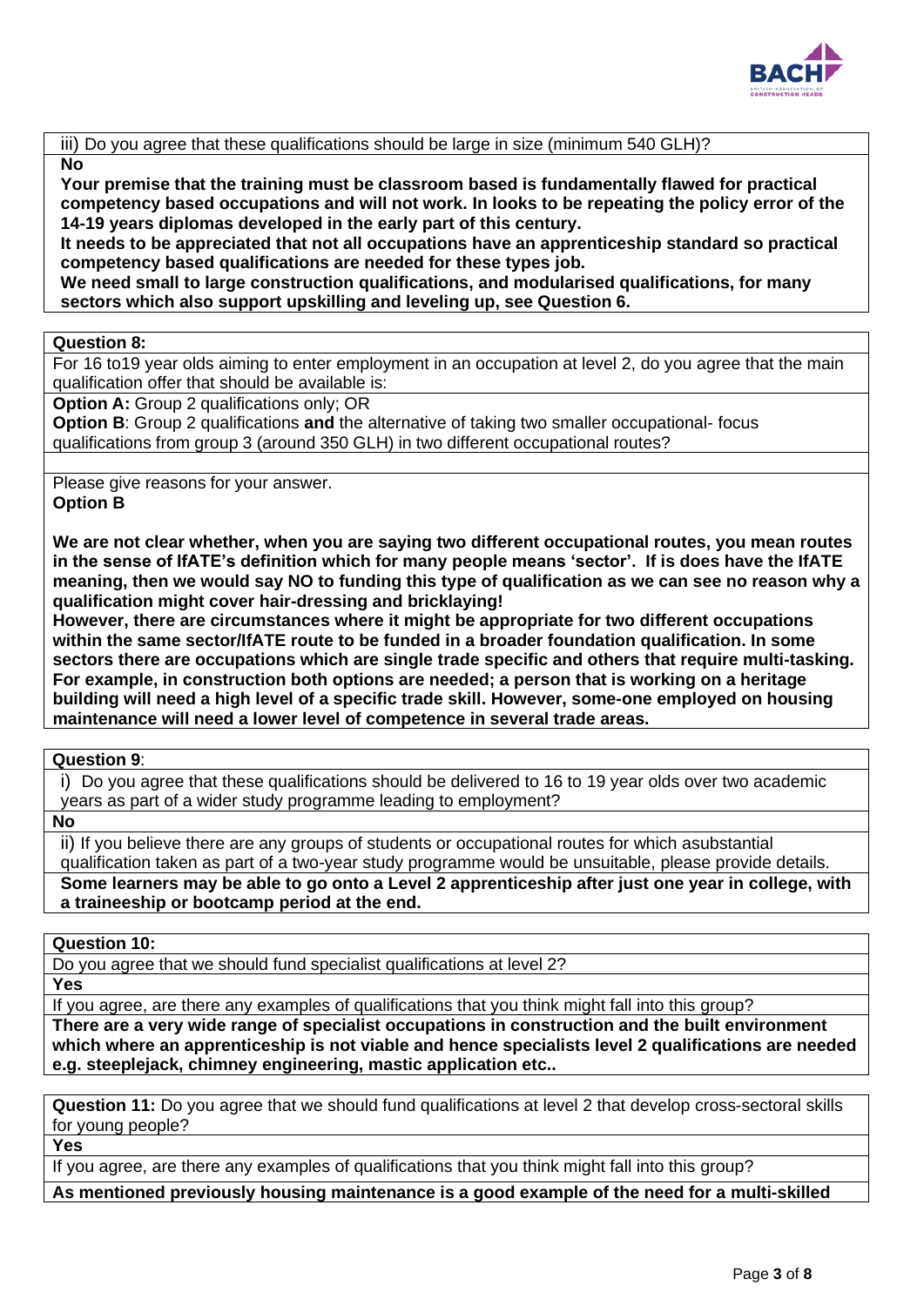iii) Do you agree that these qualifications should be large in size (minimum 540 GLH)?

**No**

**Your premise that the training must be classroom based is fundamentally flawed for practical competency based occupations and will not work. In looks to be repeating the policy error of the 14-19 years diplomas developed in the early part of this century.**

**It needs to be appreciated that not all occupations have an apprenticeship standard so practical competency based qualifications are needed for these types job.**

**We need small to large construction qualifications, and modularised qualifications, for many sectors which also support upskilling and leveling up, see Question 6.**

**Question 8:**

For 16 to19 year olds aiming to enter employment in an occupation at level 2, do you agree that the main qualification offer that should be available is:

**Option A:** Group 2 qualifications only; OR

**Option B**: Group 2 qualifications **and** the alternative of taking two smaller occupational- focus qualifications from group 3 (around 350 GLH) in two different occupational routes?

Please give reasons for your answer.

**Option B**

**We are not clear whether, when you are saying two different occupational routes, you mean routes in the sense of IfATE's definition which for many people means 'sector'. If is does have the IfATE meaning, then we would say NO to funding this type of qualification as we can see no reason why a qualification might cover hair-dressing and bricklaying!**

**However, there are circumstances where it might be appropriate for two different occupations within the same sector/IfATE route to be funded in a broader foundation qualification. In some sectors there are occupations which are single trade specific and others that require multi-tasking. For example, in construction both options are needed; a person that is working on a heritage building will need a high level of a specific trade skill. However, some-one employed on housing maintenance will need a lower level of competence in several trade areas.**

**Question 9**:

i) Do you agree that these qualifications should be delivered to 16 to 19 year olds over two academic years as part of a wider study programme leading to employment?

**No**

ii) If you believe there are any groups of students or occupational routes for which asubstantial qualification taken as part of a two-year study programme would be unsuitable, please provide details.

**Some learners may be able to go onto a Level 2 apprenticeship after just one year in college, with a traineeship or bootcamp period at the end.**

**Question 10:**

Do you agree that we should fund specialist qualifications at level 2?

**Yes**

If you agree, are there any examples of qualifications that you think might fall into this group?

**There are a very wide range of specialist occupations in construction and the built environment which where an apprenticeship is not viable and hence specialists level 2 qualifications are needed e.g. steeplejack, chimney engineering, mastic application etc..**

**Question 11:** Do you agree that we should fund qualifications at level 2 that develop cross-sectoral skills for young people?

**Yes**

If you agree, are there any examples of qualifications that you think might fall into this group?

**As mentioned previously housing maintenance is a good example of the need for a multi-skilled**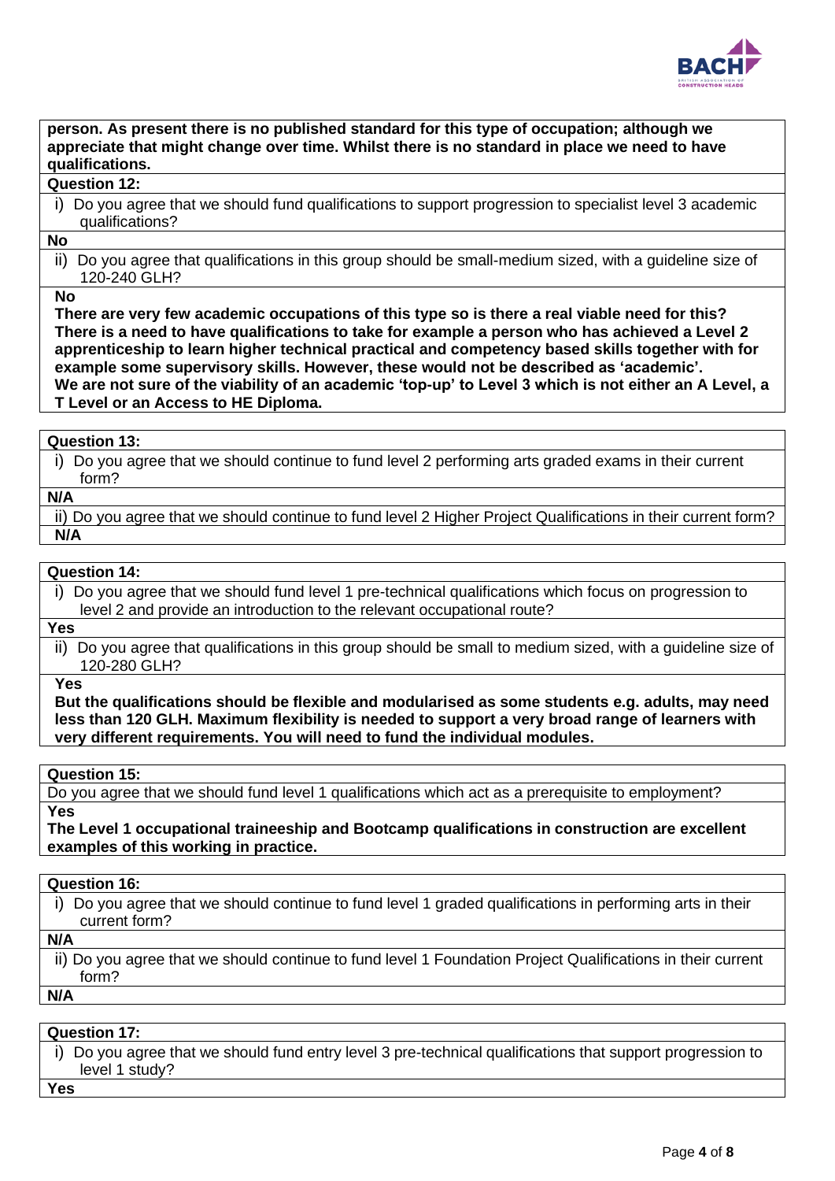**person. As present there is no published standard for this type of occupation; although we appreciate that might change over time. Whilst there is no standard in place we need to have qualifications.**

**Question 12:**

i) Do you agree that we should fund qualifications to support progression to specialist level 3 academic qualifications?

**No**

ii) Do you agree that qualifications in this group should be small-medium sized, with a guideline size of 120-240 GLH?

**No**

**There are very few academic occupations of this type so is there a real viable need for this? There is a need to have qualifications to take for example a person who has achieved a Level 2 apprenticeship to learn higher technical practical and competency based skills together with for example some supervisory skills. However, these would not be described as 'academic'.**
**We are not sure of the viability of an academic 'top-up' to Level 3 which is not either an A Level, a T Level or an Access to HE Diploma.**

**Question 13:**

i) Do you agree that we should continue to fund level 2 performing arts graded exams in their current form?

**N/A**

ii) Do you agree that we should continue to fund level 2 Higher Project Qualifications in their current form?

**N/A**

**Question 14:**

i) Do you agree that we should fund level 1 pre-technical qualifications which focus on progression to level 2 and provide an introduction to the relevant occupational route?

**Yes**

ii) Do you agree that qualifications in this group should be small to medium sized, with a guideline size of 120-280 GLH?

**Yes**

**But the qualifications should be flexible and modularised as some students e.g. adults, may need less than 120 GLH. Maximum flexibility is needed to support a very broad range of learners with very different requirements. You will need to fund the individual modules.**

**Question 15:**

Do you agree that we should fund level 1 qualifications which act as a prerequisite to employment?

**Yes**

**The Level 1 occupational traineeship and Bootcamp qualifications in construction are excellent examples of this working in practice.**

**Question 16:**

i) Do you agree that we should continue to fund level 1 graded qualifications in performing arts in their current form?

**N/A**

ii) Do you agree that we should continue to fund level 1 Foundation Project Qualifications in their current form?

**N/A**

**Question 17:**

i) Do you agree that we should fund entry level 3 pre-technical qualifications that support progression to level 1 study?

**Yes**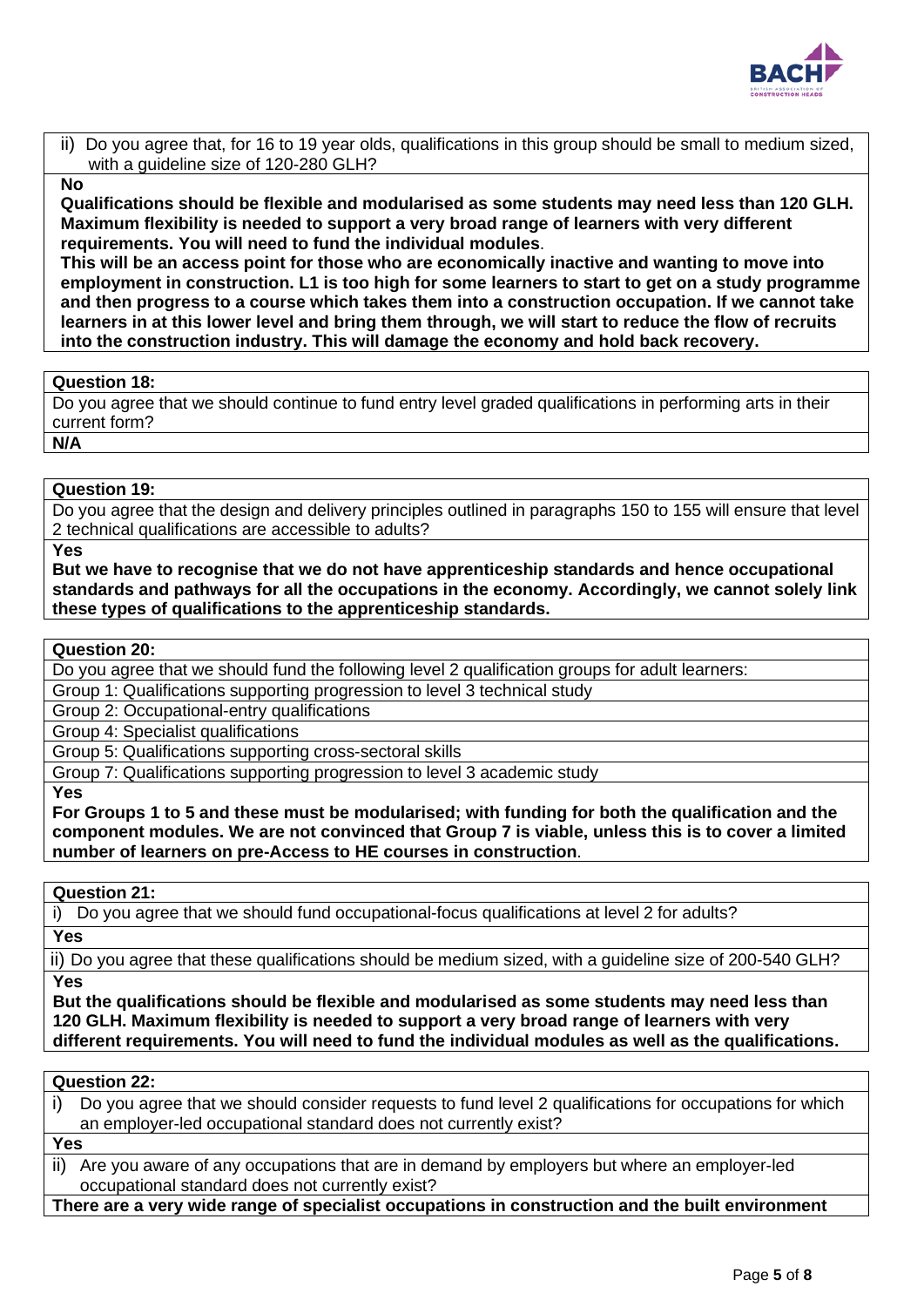ii) Do you agree that, for 16 to 19 year olds, qualifications in this group should be small to medium sized, with a guideline size of 120-280 GLH?

**No**

**Qualifications should be flexible and modularised as some students may need less than 120 GLH. Maximum flexibility is needed to support a very broad range of learners with very different requirements. You will need to fund the individual modules**.

**This will be an access point for those who are economically inactive and wanting to move into employment in construction. L1 is too high for some learners to start to get on a study programme and then progress to a course which takes them into a construction occupation. If we cannot take learners in at this lower level and bring them through, we will start to reduce the flow of recruits into the construction industry. This will damage the economy and hold back recovery.**

**Question 18:**

Do you agree that we should continue to fund entry level graded qualifications in performing arts in their current form?

**N/A**

**Question 19:**

Do you agree that the design and delivery principles outlined in paragraphs 150 to 155 will ensure that level 2 technical qualifications are accessible to adults?

**Yes**

**But we have to recognise that we do not have apprenticeship standards and hence occupational standards and pathways for all the occupations in the economy. Accordingly, we cannot solely link these types of qualifications to the apprenticeship standards.**

**Question 20:**

Do you agree that we should fund the following level 2 qualification groups for adult learners:

Group 1: Qualifications supporting progression to level 3 technical study

Group 2: Occupational-entry qualifications

Group 4: Specialist qualifications

Group 5: Qualifications supporting cross-sectoral skills

Group 7: Qualifications supporting progression to level 3 academic study

**Yes**

**For Groups 1 to 5 and these must be modularised; with funding for both the qualification and the component modules. We are not convinced that Group 7 is viable, unless this is to cover a limited number of learners on pre-Access to HE courses in construction**.

**Question 21:**

i) Do you agree that we should fund occupational-focus qualifications at level 2 for adults?

**Yes**

ii) Do you agree that these qualifications should be medium sized, with a guideline size of 200-540 GLH?

**Yes**

**But the qualifications should be flexible and modularised as some students may need less than 120 GLH. Maximum flexibility is needed to support a very broad range of learners with very different requirements. You will need to fund the individual modules as well as the qualifications.**

**Question 22:**

i) Do you agree that we should consider requests to fund level 2 qualifications for occupations for which an employer-led occupational standard does not currently exist?

**Yes**

ii) Are you aware of any occupations that are in demand by employers but where an employer-led occupational standard does not currently exist?

**There are a very wide range of specialist occupations in construction and the built environment**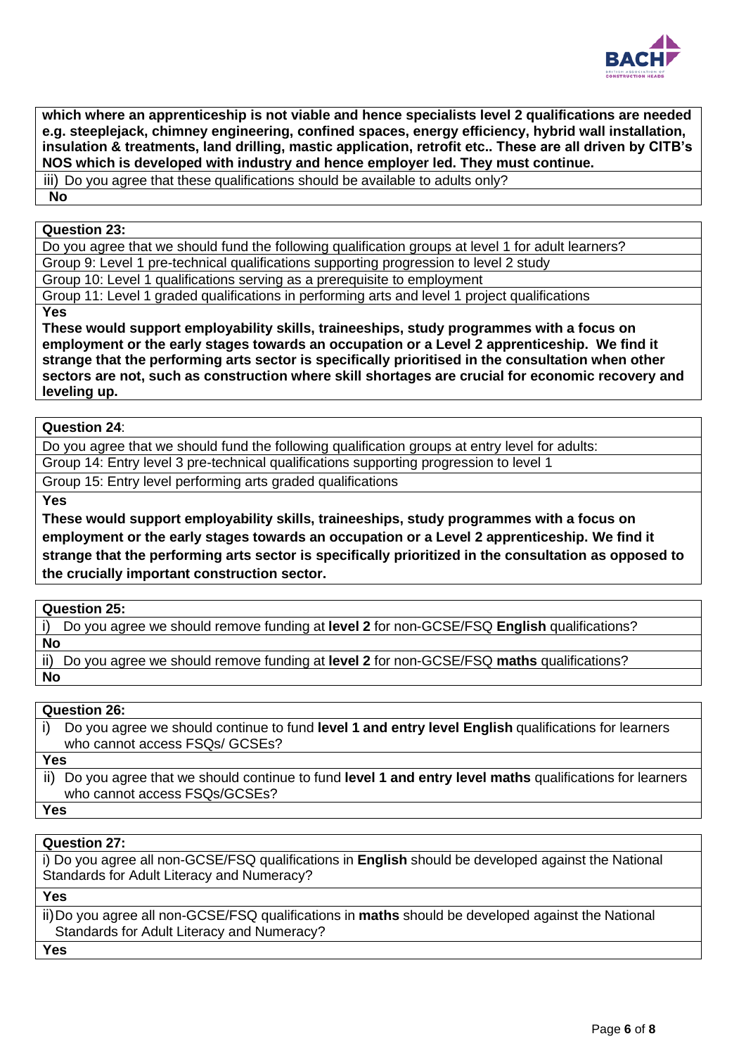**which where an apprenticeship is not viable and hence specialists level 2 qualifications are needed e.g. steeplejack, chimney engineering, confined spaces, energy efficiency, hybrid wall installation, insulation & treatments, land drilling, mastic application, retrofit etc.. These are all driven by CITB's NOS which is developed with industry and hence employer led. They must continue.**

iii) Do you agree that these qualifications should be available to adults only?

**No**

**Question 23:**

Do you agree that we should fund the following qualification groups at level 1 for adult learners?

Group 9: Level 1 pre-technical qualifications supporting progression to level 2 study

Group 10: Level 1 qualifications serving as a prerequisite to employment

Group 11: Level 1 graded qualifications in performing arts and level 1 project qualifications

**Yes**

**These would support employability skills, traineeships, study programmes with a focus on employment or the early stages towards an occupation or a Level 2 apprenticeship. We find it strange that the performing arts sector is specifically prioritised in the consultation when other sectors are not, such as construction where skill shortages are crucial for economic recovery and leveling up.**

**Question 24**:

Do you agree that we should fund the following qualification groups at entry level for adults:

Group 14: Entry level 3 pre-technical qualifications supporting progression to level 1

Group 15: Entry level performing arts graded qualifications

**Yes**

**These would support employability skills, traineeships, study programmes with a focus on employment or the early stages towards an occupation or a Level 2 apprenticeship. We find it strange that the performing arts sector is specifically prioritized in the consultation as opposed to the crucially important construction sector.**

**Question 25:**

i) Do you agree we should remove funding at **level 2** for non-GCSE/FSQ **English** qualifications?

**No**

ii) Do you agree we should remove funding at **level 2** for non-GCSE/FSQ **maths** qualifications?

**No**

**Question 26:**

i) Do you agree we should continue to fund **level 1 and entry level English** qualifications for learners who cannot access FSQs/ GCSEs?

**Yes**

ii) Do you agree that we should continue to fund **level 1 and entry level maths** qualifications for learners who cannot access FSQs/GCSEs?

**Yes**

**Question 27:**

i) Do you agree all non-GCSE/FSQ qualifications in **English** should be developed against the National Standards for Adult Literacy and Numeracy?

**Yes**

ii) Do you agree all non-GCSE/FSQ qualifications in **maths** should be developed against the National Standards for Adult Literacy and Numeracy?

**Yes**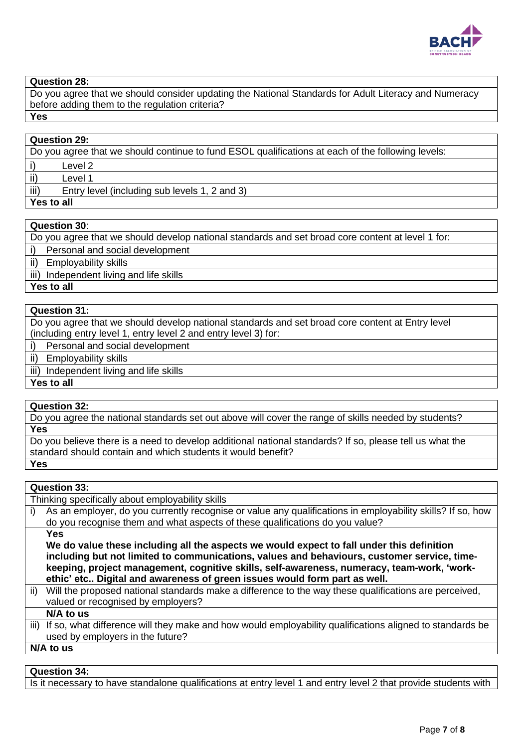**Question 28:**

Do you agree that we should consider updating the National Standards for Adult Literacy and Numeracy before adding them to the regulation criteria?

**Yes**

**Question 29:**

Do you agree that we should continue to fund ESOL qualifications at each of the following levels:

i) Level 2

ii) Level 1

iii) Entry level (including sub levels 1, 2 and 3)

**Yes to all**

**Question 30**:

Do you agree that we should develop national standards and set broad core content at level 1 for:

i) Personal and social development

ii) Employability skills

iii) Independent living and life skills

**Yes to all**

**Question 31:**

Do you agree that we should develop national standards and set broad core content at Entry level (including entry level 1, entry level 2 and entry level 3) for:

i) Personal and social development

ii) Employability skills

iii) Independent living and life skills

**Yes to all**

**Question 32:**

Do you agree the national standards set out above will cover the range of skills needed by students?

**Yes**

Do you believe there is a need to develop additional national standards? If so, please tell us what the standard should contain and which students it would benefit?

**Yes**

**Question 33:**

Thinking specifically about employability skills

i) As an employer, do you currently recognise or value any qualifications in employability skills? If so, how do you recognise them and what aspects of these qualifications do you value?

**Yes**

**We do value these including all the aspects we would expect to fall under this definition including but not limited to communications, values and behaviours, customer service, time-keeping, project management, cognitive skills, self-awareness, numeracy, team-work, 'work-ethic' etc.. Digital and awareness of green issues would form part as well.**

ii) Will the proposed national standards make a difference to the way these qualifications are perceived, valued or recognised by employers?

**N/A to us**

iii) If so, what difference will they make and how would employability qualifications aligned to standards be used by employers in the future?

**N/A to us**

**Question 34:**

Is it necessary to have standalone qualifications at entry level 1 and entry level 2 that provide students with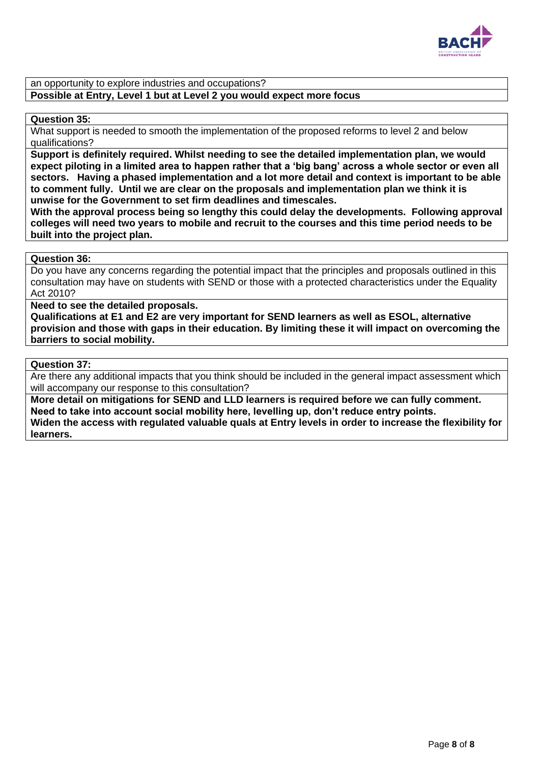an opportunity to explore industries and occupations?

**Possible at Entry, Level 1 but at Level 2 you would expect more focus**

**Question 35:**

What support is needed to smooth the implementation of the proposed reforms to level 2 and below qualifications?

**Support is definitely required. Whilst needing to see the detailed implementation plan, we would expect piloting in a limited area to happen rather that a 'big bang' across a whole sector or even all sectors. Having a phased implementation and a lot more detail and context is important to be able to comment fully. Until we are clear on the proposals and implementation plan we think it is unwise for the Government to set firm deadlines and timescales.**

**With the approval process being so lengthy this could delay the developments. Following approval colleges will need two years to mobile and recruit to the courses and this time period needs to be built into the project plan.**

**Question 36:**

Do you have any concerns regarding the potential impact that the principles and proposals outlined in this consultation may have on students with SEND or those with a protected characteristics under the Equality Act 2010?

**Need to see the detailed proposals.**

**Qualifications at E1 and E2 are very important for SEND learners as well as ESOL, alternative provision and those with gaps in their education. By limiting these it will impact on overcoming the barriers to social mobility.**

**Question 37:**

Are there any additional impacts that you think should be included in the general impact assessment which will accompany our response to this consultation?

**More detail on mitigations for SEND and LLD learners is required before we can fully comment.**
**Need to take into account social mobility here, levelling up, don't reduce entry points.**
**Widen the access with regulated valuable quals at Entry levels in order to increase the flexibility for learners.**